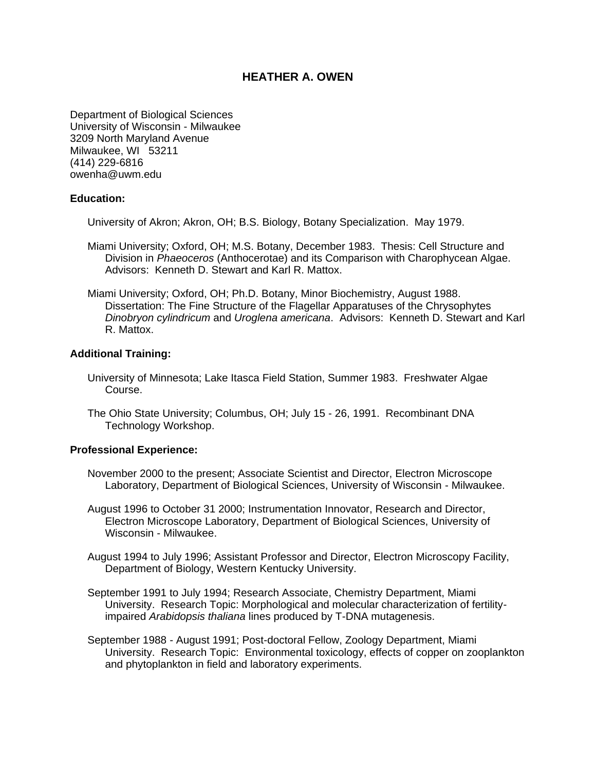# HEATHER A. OWEN

Department of Biological Sciences
University of Wisconsin - Milwaukee
3209 North Maryland Avenue
Milwaukee, WI 53211
(414) 229-6816
owenha@uwm.edu

**Education:**

University of Akron; Akron, OH; B.S. Biology, Botany Specialization. May 1979.

Miami University; Oxford, OH; M.S. Botany, December 1983. Thesis: Cell Structure and Division in *Phaeoceros* (Anthocerotae) and its Comparison with Charophycean Algae. Advisors: Kenneth D. Stewart and Karl R. Mattox.

Miami University; Oxford, OH; Ph.D. Botany, Minor Biochemistry, August 1988. Dissertation: The Fine Structure of the Flagellar Apparatuses of the Chrysophytes *Dinobryon cylindricum* and *Uroglena americana*. Advisors: Kenneth D. Stewart and Karl R. Mattox.

**Additional Training:**

University of Minnesota; Lake Itasca Field Station, Summer 1983. Freshwater Algae Course.

The Ohio State University; Columbus, OH; July 15 - 26, 1991. Recombinant DNA Technology Workshop.

**Professional Experience:**

November 2000 to the present; Associate Scientist and Director, Electron Microscope Laboratory, Department of Biological Sciences, University of Wisconsin - Milwaukee.

August 1996 to October 31 2000; Instrumentation Innovator, Research and Director, Electron Microscope Laboratory, Department of Biological Sciences, University of Wisconsin - Milwaukee.

August 1994 to July 1996; Assistant Professor and Director, Electron Microscopy Facility, Department of Biology, Western Kentucky University.

September 1991 to July 1994; Research Associate, Chemistry Department, Miami University. Research Topic: Morphological and molecular characterization of fertility-impaired *Arabidopsis thaliana* lines produced by T-DNA mutagenesis.

September 1988 - August 1991; Post-doctoral Fellow, Zoology Department, Miami University. Research Topic: Environmental toxicology, effects of copper on zooplankton and phytoplankton in field and laboratory experiments.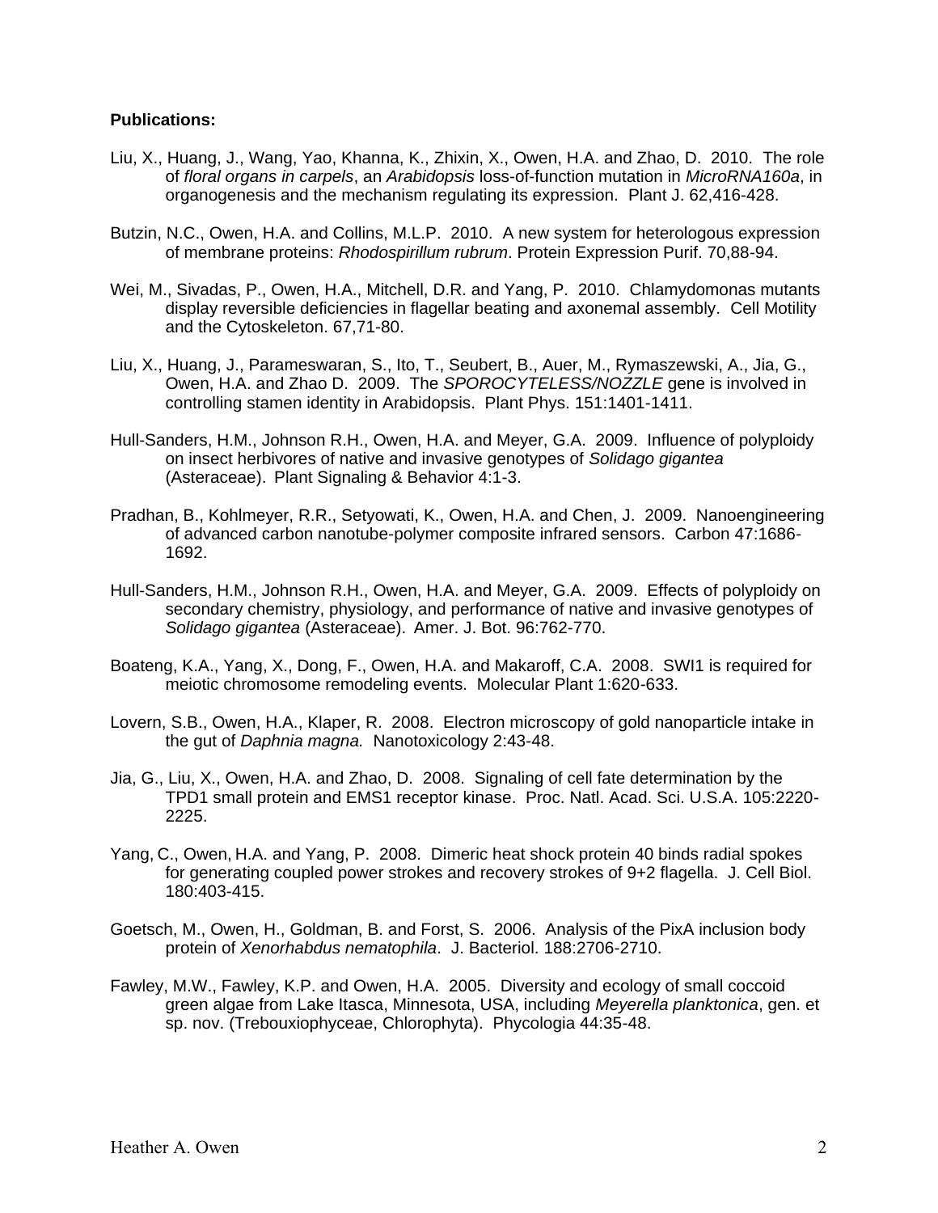**Publications:**

Liu, X., Huang, J., Wang, Yao, Khanna, K., Zhixin, X., Owen, H.A. and Zhao, D. 2010. The role of *floral organs in carpels*, an *Arabidopsis* loss-of-function mutation in *MicroRNA160a*, in organogenesis and the mechanism regulating its expression. Plant J. 62,416-428.

Butzin, N.C., Owen, H.A. and Collins, M.L.P. 2010. A new system for heterologous expression of membrane proteins: *Rhodospirillum rubrum*. Protein Expression Purif. 70,88-94.

Wei, M., Sivadas, P., Owen, H.A., Mitchell, D.R. and Yang, P. 2010. Chlamydomonas mutants display reversible deficiencies in flagellar beating and axonemal assembly. Cell Motility and the Cytoskeleton. 67,71-80.

Liu, X., Huang, J., Parameswaran, S., Ito, T., Seubert, B., Auer, M., Rymaszewski, A., Jia, G., Owen, H.A. and Zhao D. 2009. The *SPOROCYTELESS/NOZZLE* gene is involved in controlling stamen identity in Arabidopsis. Plant Phys. 151:1401-1411.

Hull-Sanders, H.M., Johnson R.H., Owen, H.A. and Meyer, G.A. 2009. Influence of polyploidy on insect herbivores of native and invasive genotypes of *Solidago gigantea* (Asteraceae). Plant Signaling & Behavior 4:1-3.

Pradhan, B., Kohlmeyer, R.R., Setyowati, K., Owen, H.A. and Chen, J. 2009. Nanoengineering of advanced carbon nanotube-polymer composite infrared sensors. Carbon 47:1686-1692.

Hull-Sanders, H.M., Johnson R.H., Owen, H.A. and Meyer, G.A. 2009. Effects of polyploidy on secondary chemistry, physiology, and performance of native and invasive genotypes of *Solidago gigantea* (Asteraceae). Amer. J. Bot. 96:762-770.

Boateng, K.A., Yang, X., Dong, F., Owen, H.A. and Makaroff, C.A. 2008. SWI1 is required for meiotic chromosome remodeling events. Molecular Plant 1:620-633.

Lovern, S.B., Owen, H.A., Klaper, R. 2008. Electron microscopy of gold nanoparticle intake in the gut of *Daphnia magna.* Nanotoxicology 2:43-48.

Jia, G., Liu, X., Owen, H.A. and Zhao, D. 2008. Signaling of cell fate determination by the TPD1 small protein and EMS1 receptor kinase. Proc. Natl. Acad. Sci. U.S.A. 105:2220-2225.

Yang, C., Owen, H.A. and Yang, P. 2008. Dimeric heat shock protein 40 binds radial spokes for generating coupled power strokes and recovery strokes of 9+2 flagella. J. Cell Biol. 180:403-415.

Goetsch, M., Owen, H., Goldman, B. and Forst, S. 2006. Analysis of the PixA inclusion body protein of *Xenorhabdus nematophila*. J. Bacteriol. 188:2706-2710.

Fawley, M.W., Fawley, K.P. and Owen, H.A. 2005. Diversity and ecology of small coccoid green algae from Lake Itasca, Minnesota, USA, including *Meyerella planktonica*, gen. et sp. nov. (Trebouxiophyceae, Chlorophyta). Phycologia 44:35-48.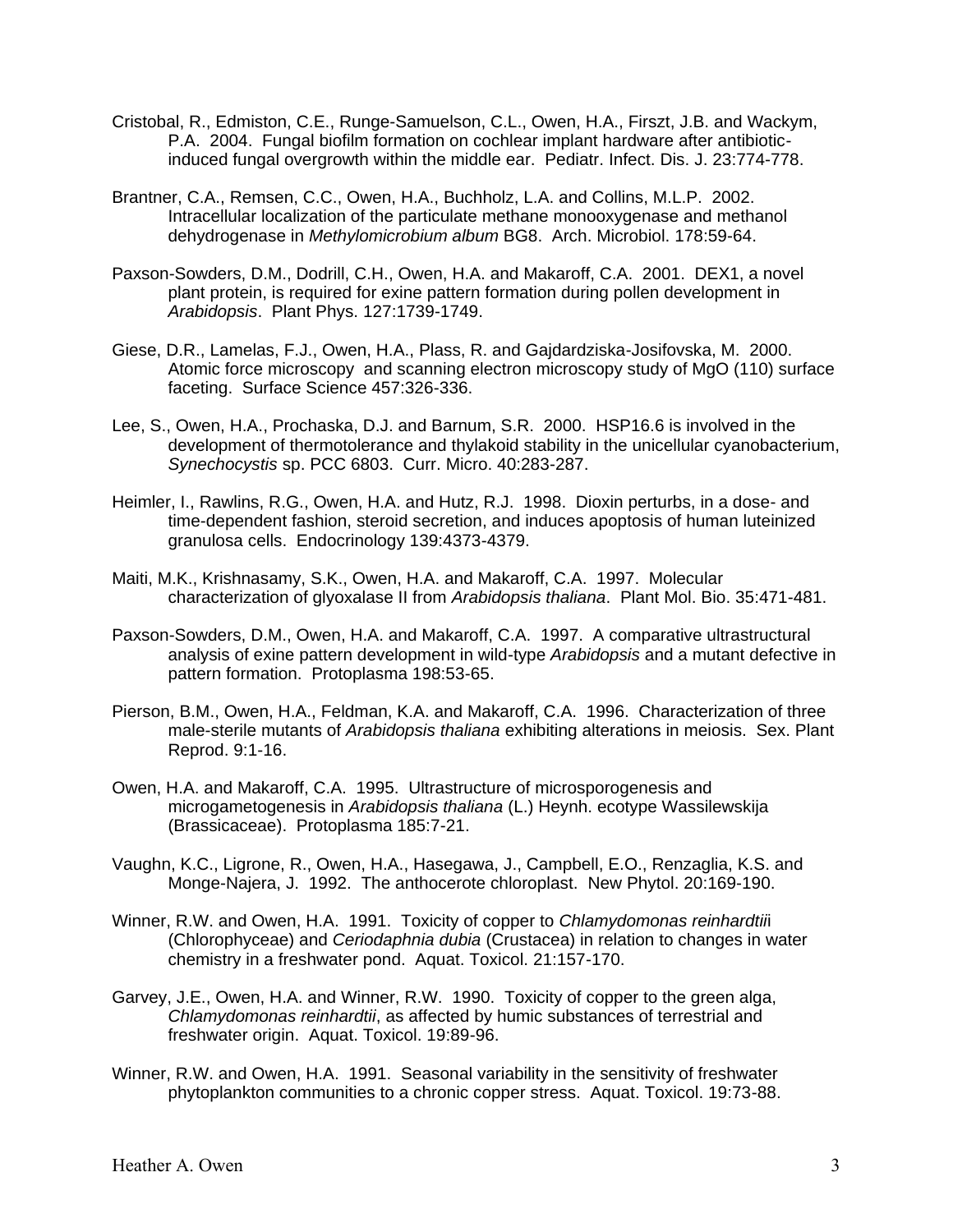Cristobal, R., Edmiston, C.E., Runge-Samuelson, C.L., Owen, H.A., Firszt, J.B. and Wackym, P.A. 2004. Fungal biofilm formation on cochlear implant hardware after antibiotic-induced fungal overgrowth within the middle ear. Pediatr. Infect. Dis. J. 23:774-778.

Brantner, C.A., Remsen, C.C., Owen, H.A., Buchholz, L.A. and Collins, M.L.P. 2002. Intracellular localization of the particulate methane monooxygenase and methanol dehydrogenase in *Methylomicrobium album* BG8. Arch. Microbiol. 178:59-64.

Paxson-Sowders, D.M., Dodrill, C.H., Owen, H.A. and Makaroff, C.A. 2001. DEX1, a novel plant protein, is required for exine pattern formation during pollen development in *Arabidopsis*. Plant Phys. 127:1739-1749.

Giese, D.R., Lamelas, F.J., Owen, H.A., Plass, R. and Gajdardziska-Josifovska, M. 2000. Atomic force microscopy and scanning electron microscopy study of MgO (110) surface faceting. Surface Science 457:326-336.

Lee, S., Owen, H.A., Prochaska, D.J. and Barnum, S.R. 2000. HSP16.6 is involved in the development of thermotolerance and thylakoid stability in the unicellular cyanobacterium, *Synechocystis* sp. PCC 6803. Curr. Micro. 40:283-287.

Heimler, I., Rawlins, R.G., Owen, H.A. and Hutz, R.J. 1998. Dioxin perturbs, in a dose- and time-dependent fashion, steroid secretion, and induces apoptosis of human luteinized granulosa cells. Endocrinology 139:4373-4379.

Maiti, M.K., Krishnasamy, S.K., Owen, H.A. and Makaroff, C.A. 1997. Molecular characterization of glyoxalase II from *Arabidopsis thaliana*. Plant Mol. Bio. 35:471-481.

Paxson-Sowders, D.M., Owen, H.A. and Makaroff, C.A. 1997. A comparative ultrastructural analysis of exine pattern development in wild-type *Arabidopsis* and a mutant defective in pattern formation. Protoplasma 198:53-65.

Pierson, B.M., Owen, H.A., Feldman, K.A. and Makaroff, C.A. 1996. Characterization of three male-sterile mutants of *Arabidopsis thaliana* exhibiting alterations in meiosis. Sex. Plant Reprod. 9:1-16.

Owen, H.A. and Makaroff, C.A. 1995. Ultrastructure of microsporogenesis and microgametogenesis in *Arabidopsis thaliana* (L.) Heynh. ecotype Wassilewskija (Brassicaceae). Protoplasma 185:7-21.

Vaughn, K.C., Ligrone, R., Owen, H.A., Hasegawa, J., Campbell, E.O., Renzaglia, K.S. and Monge-Najera, J. 1992. The anthocerote chloroplast. New Phytol. 20:169-190.

Winner, R.W. and Owen, H.A. 1991. Toxicity of copper to *Chlamydomonas reinhardtii*i (Chlorophyceae) and *Ceriodaphnia dubia* (Crustacea) in relation to changes in water chemistry in a freshwater pond. Aquat. Toxicol. 21:157-170.

Garvey, J.E., Owen, H.A. and Winner, R.W. 1990. Toxicity of copper to the green alga, *Chlamydomonas reinhardtii*, as affected by humic substances of terrestrial and freshwater origin. Aquat. Toxicol. 19:89-96.

Winner, R.W. and Owen, H.A. 1991. Seasonal variability in the sensitivity of freshwater phytoplankton communities to a chronic copper stress. Aquat. Toxicol. 19:73-88.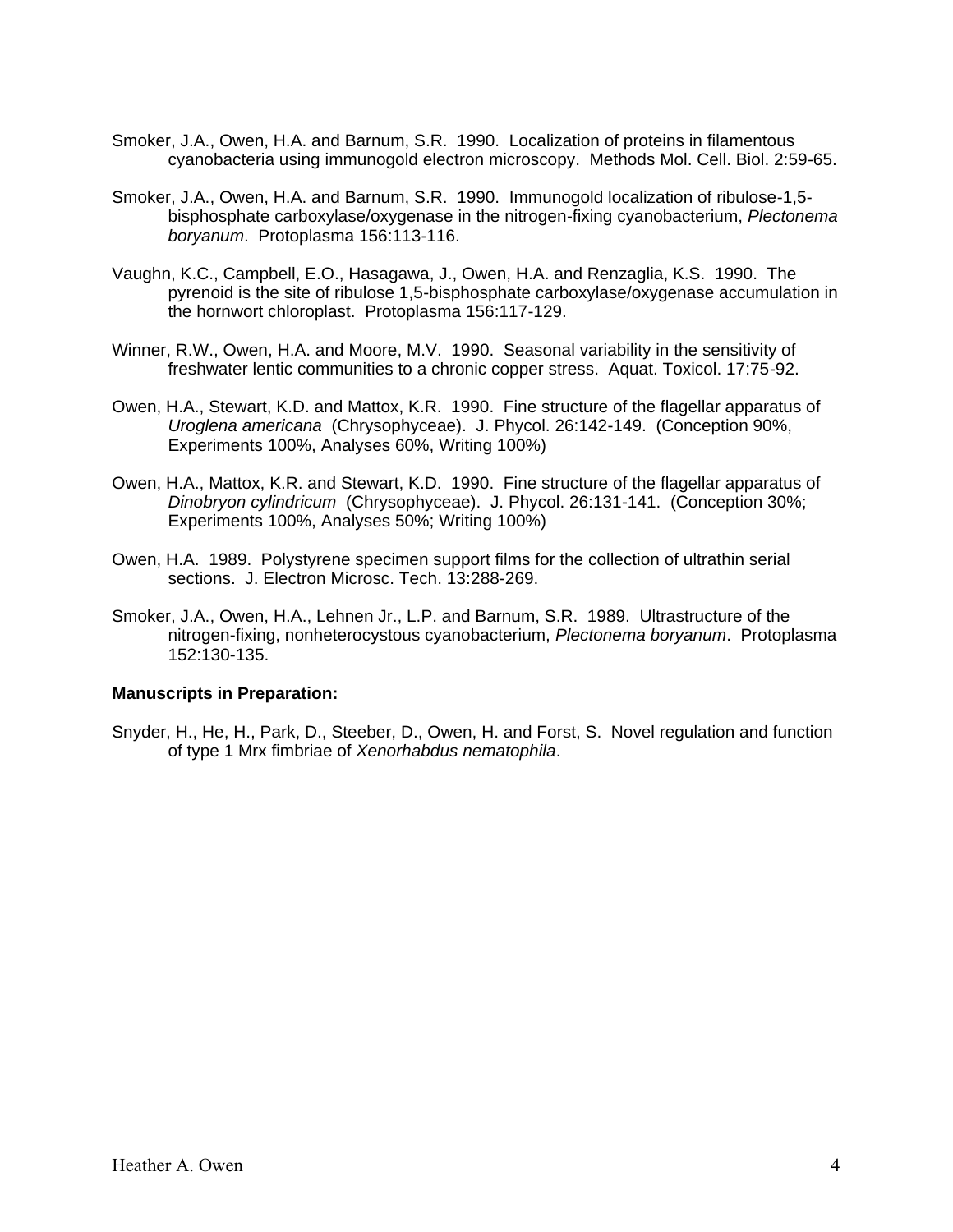Smoker, J.A., Owen, H.A. and Barnum, S.R. 1990. Localization of proteins in filamentous cyanobacteria using immunogold electron microscopy. Methods Mol. Cell. Biol. 2:59-65.

Smoker, J.A., Owen, H.A. and Barnum, S.R. 1990. Immunogold localization of ribulose-1,5-bisphosphate carboxylase/oxygenase in the nitrogen-fixing cyanobacterium, *Plectonema boryanum*. Protoplasma 156:113-116.

Vaughn, K.C., Campbell, E.O., Hasagawa, J., Owen, H.A. and Renzaglia, K.S. 1990. The pyrenoid is the site of ribulose 1,5-bisphosphate carboxylase/oxygenase accumulation in the hornwort chloroplast. Protoplasma 156:117-129.

Winner, R.W., Owen, H.A. and Moore, M.V. 1990. Seasonal variability in the sensitivity of freshwater lentic communities to a chronic copper stress. Aquat. Toxicol. 17:75-92.

Owen, H.A., Stewart, K.D. and Mattox, K.R. 1990. Fine structure of the flagellar apparatus of *Uroglena americana* (Chrysophyceae). J. Phycol. 26:142-149. (Conception 90%, Experiments 100%, Analyses 60%, Writing 100%)

Owen, H.A., Mattox, K.R. and Stewart, K.D. 1990. Fine structure of the flagellar apparatus of *Dinobryon cylindricum* (Chrysophyceae). J. Phycol. 26:131-141. (Conception 30%; Experiments 100%, Analyses 50%; Writing 100%)

Owen, H.A. 1989. Polystyrene specimen support films for the collection of ultrathin serial sections. J. Electron Microsc. Tech. 13:288-269.

Smoker, J.A., Owen, H.A., Lehnen Jr., L.P. and Barnum, S.R. 1989. Ultrastructure of the nitrogen-fixing, nonheterocystous cyanobacterium, *Plectonema boryanum*. Protoplasma 152:130-135.

**Manuscripts in Preparation:**

Snyder, H., He, H., Park, D., Steeber, D., Owen, H. and Forst, S. Novel regulation and function of type 1 Mrx fimbriae of *Xenorhabdus nematophila*.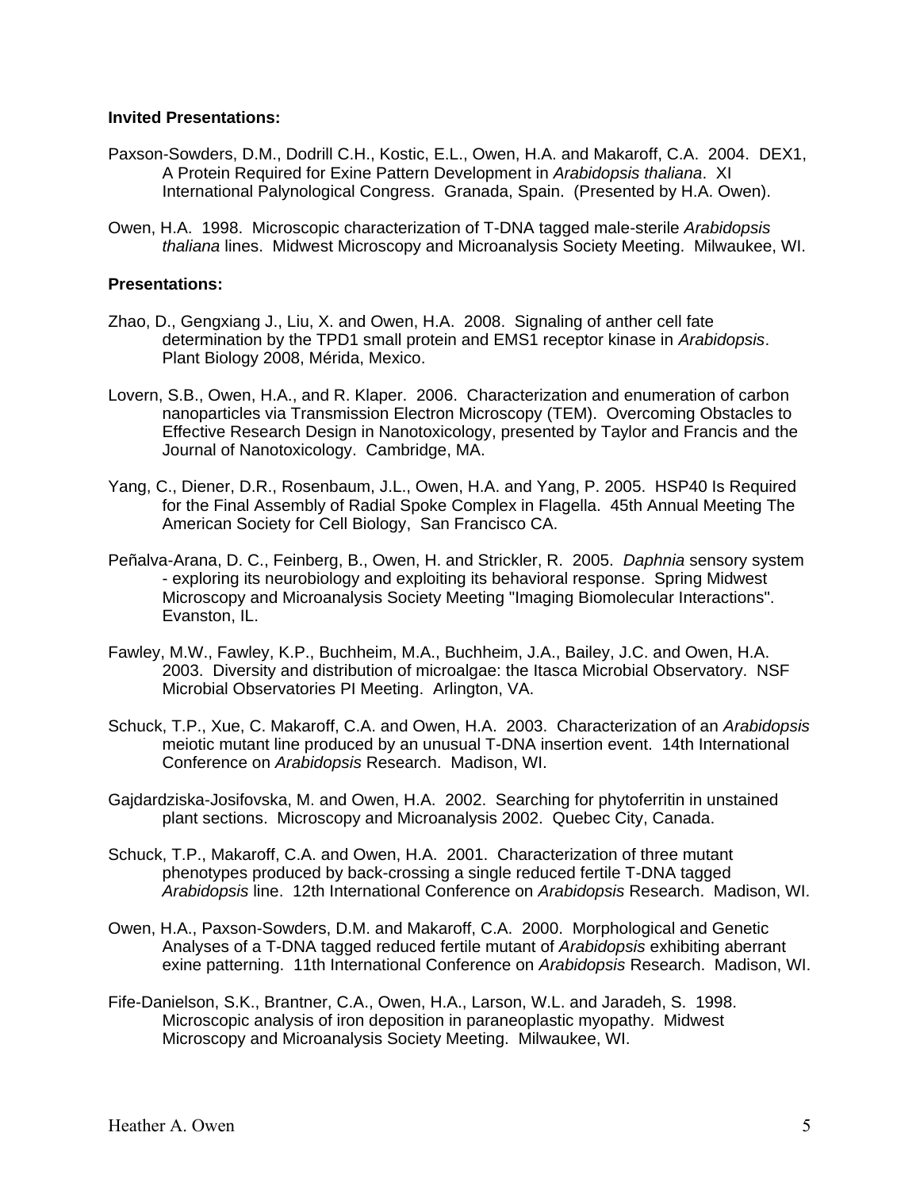**Invited Presentations:**

Paxson-Sowders, D.M., Dodrill C.H., Kostic, E.L., Owen, H.A. and Makaroff, C.A. 2004. DEX1, A Protein Required for Exine Pattern Development in *Arabidopsis thaliana*. XI International Palynological Congress. Granada, Spain. (Presented by H.A. Owen).

Owen, H.A. 1998. Microscopic characterization of T-DNA tagged male-sterile *Arabidopsis thaliana* lines. Midwest Microscopy and Microanalysis Society Meeting. Milwaukee, WI.

**Presentations:**

Zhao, D., Gengxiang J., Liu, X. and Owen, H.A. 2008. Signaling of anther cell fate determination by the TPD1 small protein and EMS1 receptor kinase in *Arabidopsis*. Plant Biology 2008, Mérida, Mexico.

Lovern, S.B., Owen, H.A., and R. Klaper. 2006. Characterization and enumeration of carbon nanoparticles via Transmission Electron Microscopy (TEM). Overcoming Obstacles to Effective Research Design in Nanotoxicology, presented by Taylor and Francis and the Journal of Nanotoxicology. Cambridge, MA.

Yang, C., Diener, D.R., Rosenbaum, J.L., Owen, H.A. and Yang, P. 2005. HSP40 Is Required for the Final Assembly of Radial Spoke Complex in Flagella. 45th Annual Meeting The American Society for Cell Biology, San Francisco CA.

Peñalva-Arana, D. C., Feinberg, B., Owen, H. and Strickler, R. 2005. *Daphnia* sensory system - exploring its neurobiology and exploiting its behavioral response. Spring Midwest Microscopy and Microanalysis Society Meeting "Imaging Biomolecular Interactions". Evanston, IL.

Fawley, M.W., Fawley, K.P., Buchheim, M.A., Buchheim, J.A., Bailey, J.C. and Owen, H.A. 2003. Diversity and distribution of microalgae: the Itasca Microbial Observatory. NSF Microbial Observatories PI Meeting. Arlington, VA.

Schuck, T.P., Xue, C. Makaroff, C.A. and Owen, H.A. 2003. Characterization of an *Arabidopsis* meiotic mutant line produced by an unusual T-DNA insertion event. 14th International Conference on *Arabidopsis* Research. Madison, WI.

Gajdardziska-Josifovska, M. and Owen, H.A. 2002. Searching for phytoferritin in unstained plant sections. Microscopy and Microanalysis 2002. Quebec City, Canada.

Schuck, T.P., Makaroff, C.A. and Owen, H.A. 2001. Characterization of three mutant phenotypes produced by back-crossing a single reduced fertile T-DNA tagged *Arabidopsis* line. 12th International Conference on *Arabidopsis* Research. Madison, WI.

Owen, H.A., Paxson-Sowders, D.M. and Makaroff, C.A. 2000. Morphological and Genetic Analyses of a T-DNA tagged reduced fertile mutant of *Arabidopsis* exhibiting aberrant exine patterning. 11th International Conference on *Arabidopsis* Research. Madison, WI.

Fife-Danielson, S.K., Brantner, C.A., Owen, H.A., Larson, W.L. and Jaradeh, S. 1998. Microscopic analysis of iron deposition in paraneoplastic myopathy. Midwest Microscopy and Microanalysis Society Meeting. Milwaukee, WI.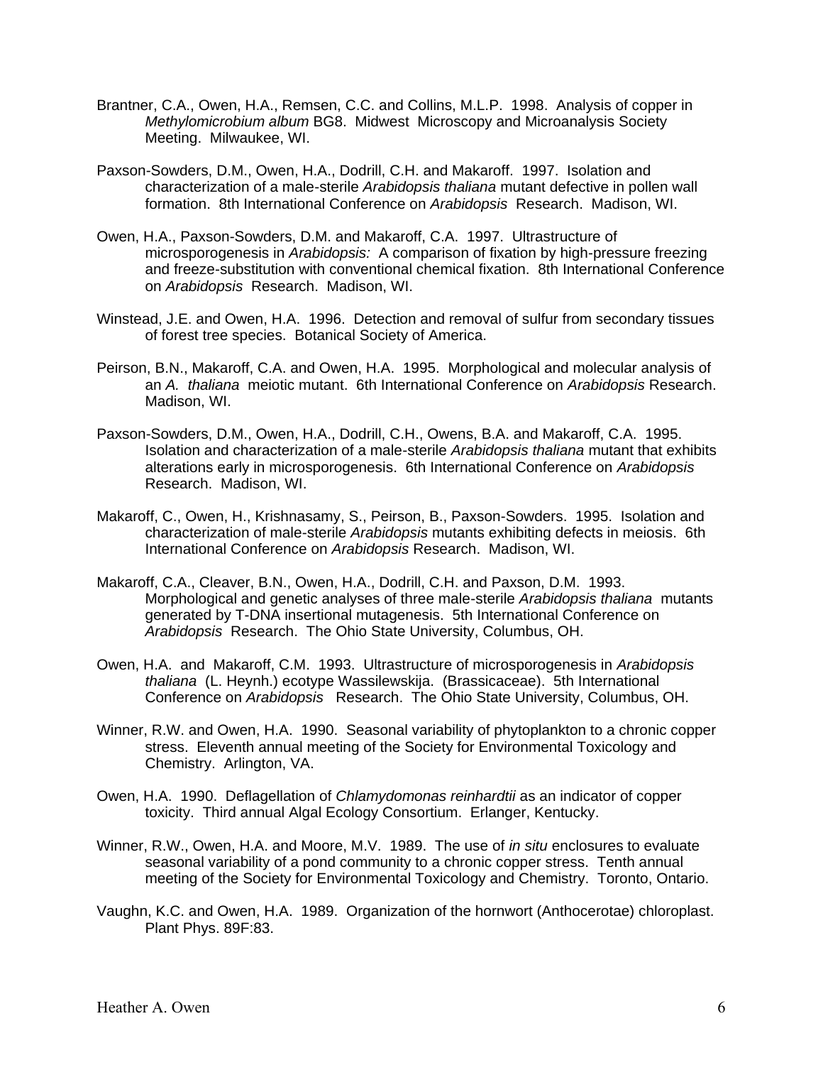Brantner, C.A., Owen, H.A., Remsen, C.C. and Collins, M.L.P. 1998. Analysis of copper in *Methylomicrobium album* BG8. Midwest Microscopy and Microanalysis Society Meeting. Milwaukee, WI.

Paxson-Sowders, D.M., Owen, H.A., Dodrill, C.H. and Makaroff. 1997. Isolation and characterization of a male-sterile *Arabidopsis thaliana* mutant defective in pollen wall formation. 8th International Conference on *Arabidopsis* Research. Madison, WI.

Owen, H.A., Paxson-Sowders, D.M. and Makaroff, C.A. 1997. Ultrastructure of microsporogenesis in *Arabidopsis:* A comparison of fixation by high-pressure freezing and freeze-substitution with conventional chemical fixation. 8th International Conference on *Arabidopsis* Research. Madison, WI.

Winstead, J.E. and Owen, H.A. 1996. Detection and removal of sulfur from secondary tissues of forest tree species. Botanical Society of America.

Peirson, B.N., Makaroff, C.A. and Owen, H.A. 1995. Morphological and molecular analysis of an *A. thaliana* meiotic mutant. 6th International Conference on *Arabidopsis* Research. Madison, WI.

Paxson-Sowders, D.M., Owen, H.A., Dodrill, C.H., Owens, B.A. and Makaroff, C.A. 1995. Isolation and characterization of a male-sterile *Arabidopsis thaliana* mutant that exhibits alterations early in microsporogenesis. 6th International Conference on *Arabidopsis* Research. Madison, WI.

Makaroff, C., Owen, H., Krishnasamy, S., Peirson, B., Paxson-Sowders. 1995. Isolation and characterization of male-sterile *Arabidopsis* mutants exhibiting defects in meiosis. 6th International Conference on *Arabidopsis* Research. Madison, WI.

Makaroff, C.A., Cleaver, B.N., Owen, H.A., Dodrill, C.H. and Paxson, D.M. 1993. Morphological and genetic analyses of three male-sterile *Arabidopsis thaliana* mutants generated by T-DNA insertional mutagenesis. 5th International Conference on *Arabidopsis* Research. The Ohio State University, Columbus, OH.

Owen, H.A. and Makaroff, C.M. 1993. Ultrastructure of microsporogenesis in *Arabidopsis thaliana* (L. Heynh.) ecotype Wassilewskija. (Brassicaceae). 5th International Conference on *Arabidopsis* Research. The Ohio State University, Columbus, OH.

Winner, R.W. and Owen, H.A. 1990. Seasonal variability of phytoplankton to a chronic copper stress. Eleventh annual meeting of the Society for Environmental Toxicology and Chemistry. Arlington, VA.

Owen, H.A. 1990. Deflagellation of *Chlamydomonas reinhardtii* as an indicator of copper toxicity. Third annual Algal Ecology Consortium. Erlanger, Kentucky.

Winner, R.W., Owen, H.A. and Moore, M.V. 1989. The use of *in situ* enclosures to evaluate seasonal variability of a pond community to a chronic copper stress. Tenth annual meeting of the Society for Environmental Toxicology and Chemistry. Toronto, Ontario.

Vaughn, K.C. and Owen, H.A. 1989. Organization of the hornwort (Anthocerotae) chloroplast. Plant Phys. 89F:83.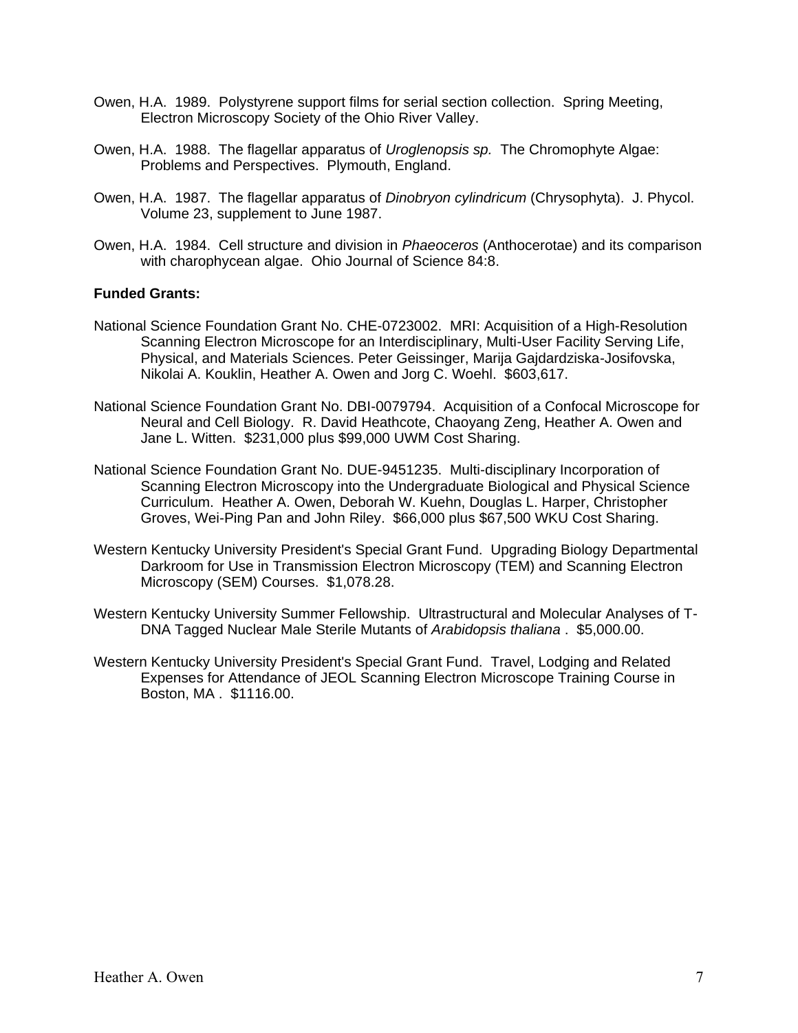Owen, H.A. 1989. Polystyrene support films for serial section collection. Spring Meeting, Electron Microscopy Society of the Ohio River Valley.

Owen, H.A. 1988. The flagellar apparatus of *Uroglenopsis sp.* The Chromophyte Algae: Problems and Perspectives. Plymouth, England.

Owen, H.A. 1987. The flagellar apparatus of *Dinobryon cylindricum* (Chrysophyta). J. Phycol. Volume 23, supplement to June 1987.

Owen, H.A. 1984. Cell structure and division in *Phaeoceros* (Anthocerotae) and its comparison with charophycean algae. Ohio Journal of Science 84:8.

**Funded Grants:**

National Science Foundation Grant No. CHE-0723002. MRI: Acquisition of a High-Resolution Scanning Electron Microscope for an Interdisciplinary, Multi-User Facility Serving Life, Physical, and Materials Sciences. Peter Geissinger, Marija Gajdardziska-Josifovska, Nikolai A. Kouklin, Heather A. Owen and Jorg C. Woehl. $603,617.

National Science Foundation Grant No. DBI-0079794. Acquisition of a Confocal Microscope for Neural and Cell Biology. R. David Heathcote, Chaoyang Zeng, Heather A. Owen and Jane L. Witten. $231,000 plus $99,000 UWM Cost Sharing.

National Science Foundation Grant No. DUE-9451235. Multi-disciplinary Incorporation of Scanning Electron Microscopy into the Undergraduate Biological and Physical Science Curriculum. Heather A. Owen, Deborah W. Kuehn, Douglas L. Harper, Christopher Groves, Wei-Ping Pan and John Riley. $66,000 plus $67,500 WKU Cost Sharing.

Western Kentucky University President's Special Grant Fund. Upgrading Biology Departmental Darkroom for Use in Transmission Electron Microscopy (TEM) and Scanning Electron Microscopy (SEM) Courses. $1,078.28.

Western Kentucky University Summer Fellowship. Ultrastructural and Molecular Analyses of T-DNA Tagged Nuclear Male Sterile Mutants of *Arabidopsis thaliana* . $5,000.00.

Western Kentucky University President's Special Grant Fund. Travel, Lodging and Related Expenses for Attendance of JEOL Scanning Electron Microscope Training Course in Boston, MA . $1116.00.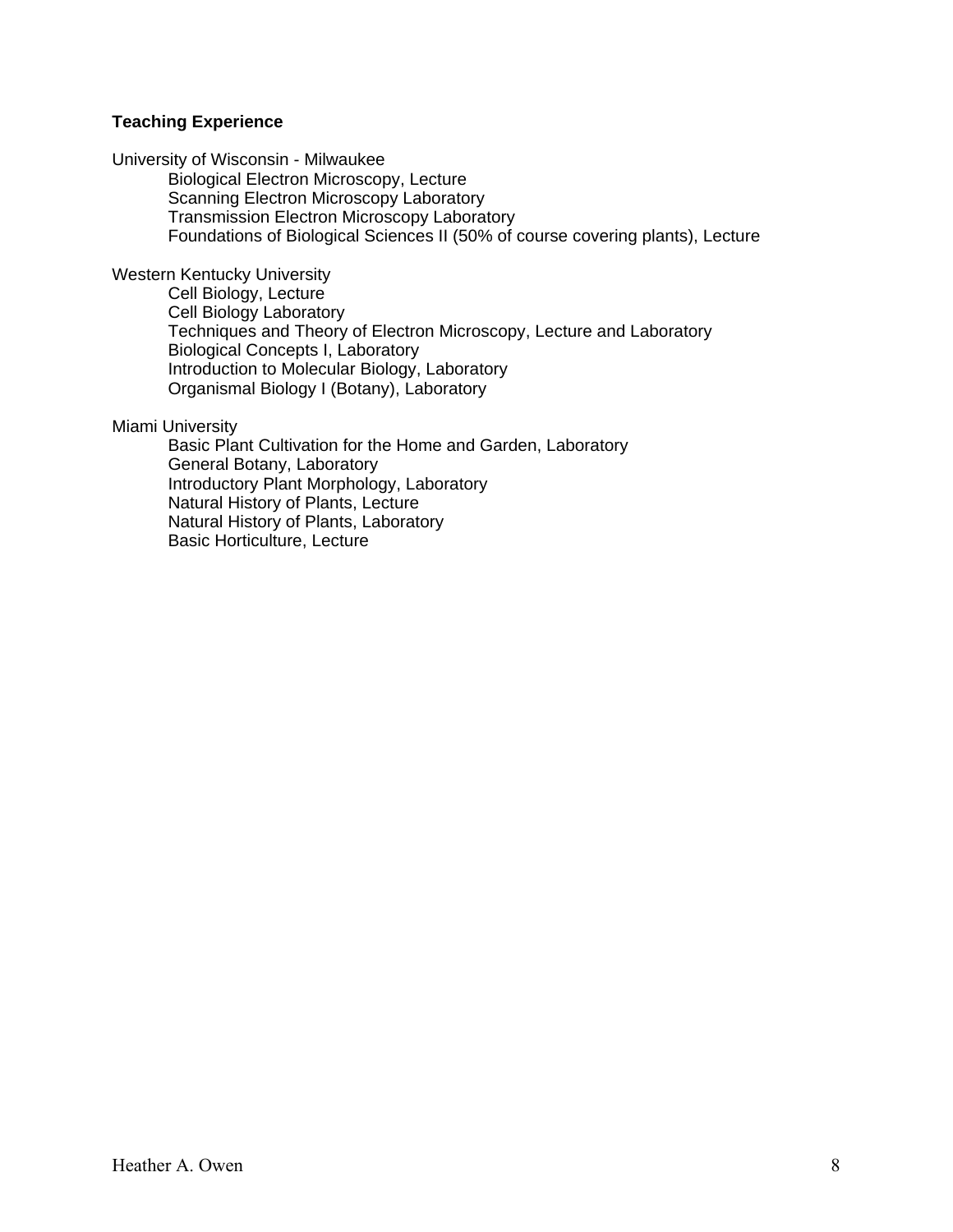**Teaching Experience**

University of Wisconsin - Milwaukee

- Biological Electron Microscopy, Lecture
- Scanning Electron Microscopy Laboratory
- Transmission Electron Microscopy Laboratory
- Foundations of Biological Sciences II (50% of course covering plants), Lecture

Western Kentucky University

- Cell Biology, Lecture
- Cell Biology Laboratory
- Techniques and Theory of Electron Microscopy, Lecture and Laboratory
- Biological Concepts I, Laboratory
- Introduction to Molecular Biology, Laboratory
- Organismal Biology I (Botany), Laboratory

Miami University

- Basic Plant Cultivation for the Home and Garden, Laboratory
- General Botany, Laboratory
- Introductory Plant Morphology, Laboratory
- Natural History of Plants, Lecture
- Natural History of Plants, Laboratory
- Basic Horticulture, Lecture